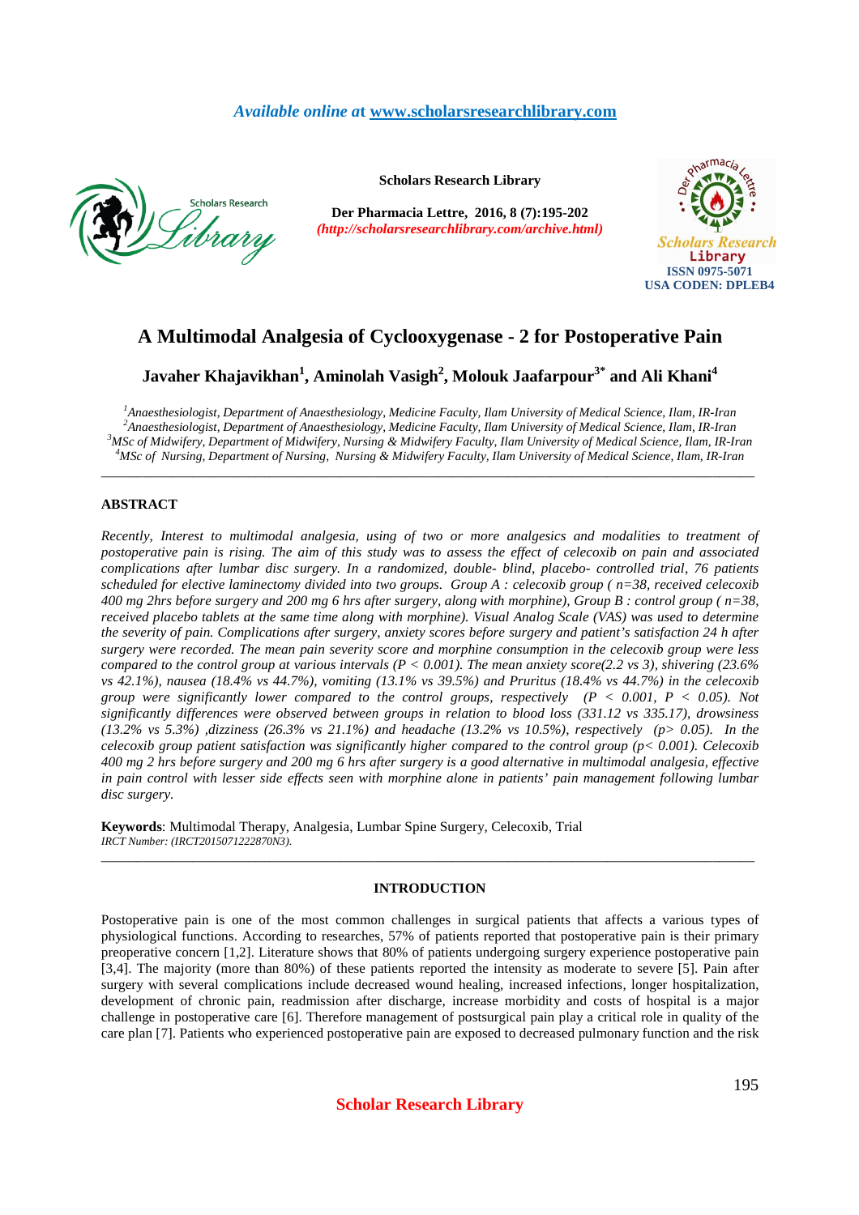# A Multimodal Analgesia of Cyclooxygenase - 2 for Postoperative Pain

**Javaher Khajavikhan[1], Aminolah Vasigh[2], Molouk Jaafarpour[3*] and Ali Khani[4]**

*[1]Anaesthesiologist, Department of Anaesthesiology, Medicine Faculty, Ilam University of Medical Science, Ilam, IR-Iran*
*[2]Anaesthesiologist, Department of Anaesthesiology, Medicine Faculty, Ilam University of Medical Science, Ilam, IR-Iran*
*[3]MSc of Midwifery, Department of Midwifery, Nursing & Midwifery Faculty, Ilam University of Medical Science, Ilam, IR-Iran*
*[4]MSc of Nursing, Department of Nursing, Nursing & Midwifery Faculty, Ilam University of Medical Science, Ilam, IR-Iran*

---

## ABSTRACT

*Recently, Interest to multimodal analgesia, using of two or more analgesics and modalities to treatment of postoperative pain is rising. The aim of this study was to assess the effect of celecoxib on pain and associated complications after lumbar disc surgery. In a randomized, double- blind, placebo- controlled trial, 76 patients scheduled for elective laminectomy divided into two groups. Group A : celecoxib group ( n=38, received celecoxib 400 mg 2hrs before surgery and 200 mg 6 hrs after surgery, along with morphine), Group B : control group ( n=38, received placebo tablets at the same time along with morphine). Visual Analog Scale (VAS) was used to determine the severity of pain. Complications after surgery, anxiety scores before surgery and patient's satisfaction 24 h after surgery were recorded. The mean pain severity score and morphine consumption in the celecoxib group were less compared to the control group at various intervals ($P < 0.001$). The mean anxiety score(2.2 vs 3), shivering (23.6% vs 42.1%), nausea (18.4% vs 44.7%), vomiting (13.1% vs 39.5%) and Pruritus (18.4% vs 44.7%) in the celecoxib group were significantly lower compared to the control groups, respectively ($P < 0.001$, $P < 0.05$). Not significantly differences were observed between groups in relation to blood loss (331.12 vs 335.17), drowsiness (13.2% vs 5.3%) ,dizziness (26.3% vs 21.1%) and headache (13.2% vs 10.5%), respectively ($p > 0.05$). In the celecoxib group patient satisfaction was significantly higher compared to the control group ($p < 0.001$). Celecoxib 400 mg 2 hrs before surgery and 200 mg 6 hrs after surgery is a good alternative in multimodal analgesia, effective in pain control with lesser side effects seen with morphine alone in patients' pain management following lumbar disc surgery.*

**Keywords**: Multimodal Therapy, Analgesia, Lumbar Spine Surgery, Celecoxib, Trial
*IRCT Number: (IRCT2015071222870N3).*

---

## INTRODUCTION

Postoperative pain is one of the most common challenges in surgical patients that affects a various types of physiological functions. According to researches, 57% of patients reported that postoperative pain is their primary preoperative concern [1,2]. Literature shows that 80% of patients undergoing surgery experience postoperative pain [3,4]. The majority (more than 80%) of these patients reported the intensity as moderate to severe [5]. Pain after surgery with several complications include decreased wound healing, increased infections, longer hospitalization, development of chronic pain, readmission after discharge, increase morbidity and costs of hospital is a major challenge in postoperative care [6]. Therefore management of postsurgical pain play a critical role in quality of the care plan [7]. Patients who experienced postoperative pain are exposed to decreased pulmonary function and the risk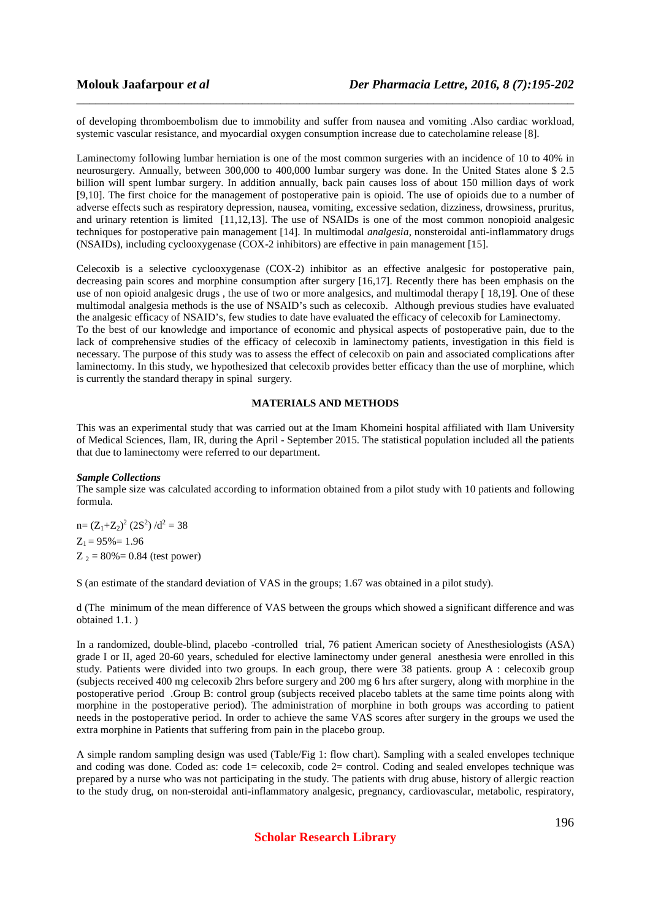of developing thromboembolism due to immobility and suffer from nausea and vomiting .Also cardiac workload, systemic vascular resistance, and myocardial oxygen consumption increase due to catecholamine release [8].

Laminectomy following lumbar herniation is one of the most common surgeries with an incidence of 10 to 40% in neurosurgery. Annually, between 300,000 to 400,000 lumbar surgery was done. In the United States alone $ 2.5 billion will spent lumbar surgery. In addition annually, back pain causes loss of about 150 million days of work [9,10]. The first choice for the management of postoperative pain is opioid. The use of opioids due to a number of adverse effects such as respiratory depression, nausea, vomiting, excessive sedation, dizziness, drowsiness, pruritus, and urinary retention is limited [11,12,13]. The use of NSAIDs is one of the most common nonopioid analgesic techniques for postoperative pain management [14]. In multimodal *analgesia*, nonsteroidal anti-inflammatory drugs (NSAIDs), including cyclooxygenase (COX-2 inhibitors) are effective in pain management [15].

Celecoxib is a selective cyclooxygenase (COX-2) inhibitor as an effective analgesic for postoperative pain, decreasing pain scores and morphine consumption after surgery [16,17]. Recently there has been emphasis on the use of non opioid analgesic drugs , the use of two or more analgesics, and multimodal therapy [ 18,19]. One of these multimodal analgesia methods is the use of NSAID's such as celecoxib. Although previous studies have evaluated the analgesic efficacy of NSAID's, few studies to date have evaluated the efficacy of celecoxib for Laminectomy.
To the best of our knowledge and importance of economic and physical aspects of postoperative pain, due to the lack of comprehensive studies of the efficacy of celecoxib in laminectomy patients, investigation in this field is necessary. The purpose of this study was to assess the effect of celecoxib on pain and associated complications after laminectomy. In this study, we hypothesized that celecoxib provides better efficacy than the use of morphine, which is currently the standard therapy in spinal surgery.

## MATERIALS AND METHODS

This was an experimental study that was carried out at the Imam Khomeini hospital affiliated with Ilam University of Medical Sciences, Ilam, IR, during the April - September 2015. The statistical population included all the patients that due to laminectomy were referred to our department.

### *Sample Collections*

The sample size was calculated according to information obtained from a pilot study with 10 patients and following formula.

$n= (Z_1+Z_2)^2 (2S^2) /d^2 = 38$

$Z_1 = 95\%= 1.96$

$Z_2 = 80\%= 0.84$ (test power)

S (an estimate of the standard deviation of VAS in the groups; 1.67 was obtained in a pilot study).

d (The minimum of the mean difference of VAS between the groups which showed a significant difference and was obtained 1.1. )

In a randomized, double-blind, placebo -controlled trial, 76 patient American society of Anesthesiologists (ASA) grade I or II, aged 20-60 years, scheduled for elective laminectomy under general anesthesia were enrolled in this study. Patients were divided into two groups. In each group, there were 38 patients. group A : celecoxib group (subjects received 400 mg celecoxib 2hrs before surgery and 200 mg 6 hrs after surgery, along with morphine in the postoperative period .Group B: control group (subjects received placebo tablets at the same time points along with morphine in the postoperative period). The administration of morphine in both groups was according to patient needs in the postoperative period. In order to achieve the same VAS scores after surgery in the groups we used the extra morphine in Patients that suffering from pain in the placebo group.

A simple random sampling design was used (Table/Fig 1: flow chart). Sampling with a sealed envelopes technique and coding was done. Coded as: code 1= celecoxib, code 2= control. Coding and sealed envelopes technique was prepared by a nurse who was not participating in the study. The patients with drug abuse, history of allergic reaction to the study drug, on non-steroidal anti-inflammatory analgesic, pregnancy, cardiovascular, metabolic, respiratory,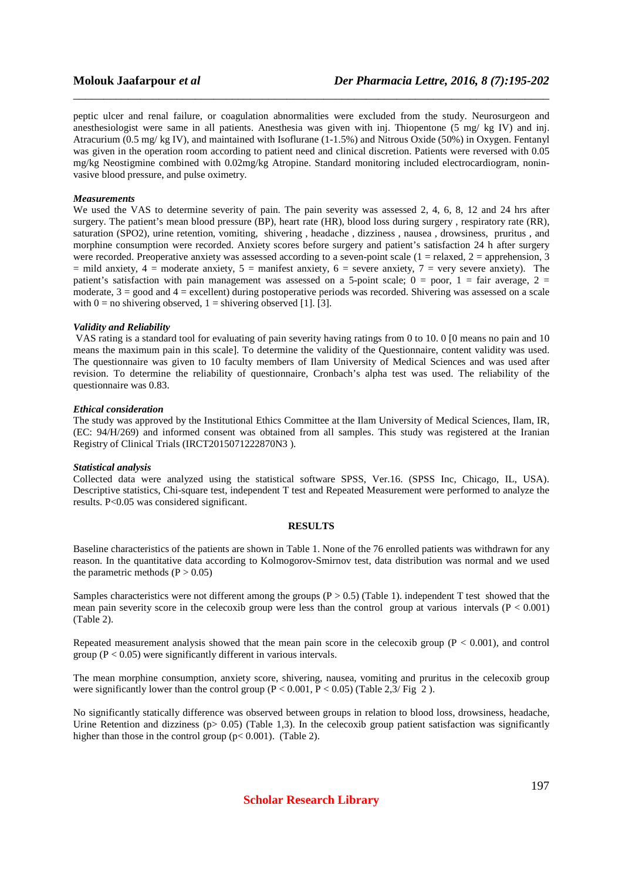peptic ulcer and renal failure, or coagulation abnormalities were excluded from the study. Neurosurgeon and anesthesiologist were same in all patients. Anesthesia was given with inj. Thiopentone (5 mg/ kg IV) and inj. Atracurium (0.5 mg/ kg IV), and maintained with Isoflurane (1-1.5%) and Nitrous Oxide (50%) in Oxygen. Fentanyl was given in the operation room according to patient need and clinical discretion. Patients were reversed with 0.05 mg/kg Neostigmine combined with 0.02mg/kg Atropine. Standard monitoring included electrocardiogram, noninvasive blood pressure, and pulse oximetry.

***Measurements***

We used the VAS to determine severity of pain. The pain severity was assessed 2, 4, 6, 8, 12 and 24 hrs after surgery. The patient's mean blood pressure (BP), heart rate (HR), blood loss during surgery , respiratory rate (RR), saturation (SPO2), urine retention, vomiting, shivering , headache , dizziness , nausea , drowsiness, pruritus , and morphine consumption were recorded. Anxiety scores before surgery and patient's satisfaction 24 h after surgery were recorded. Preoperative anxiety was assessed according to a seven-point scale (1 = relaxed, 2 = apprehension, 3 = mild anxiety, 4 = moderate anxiety, 5 = manifest anxiety, 6 = severe anxiety, 7 = very severe anxiety). The patient's satisfaction with pain management was assessed on a 5-point scale; 0 = poor, 1 = fair average, 2 = moderate, 3 = good and 4 = excellent) during postoperative periods was recorded. Shivering was assessed on a scale with 0 = no shivering observed, 1 = shivering observed [1]. [3].

***Validity and Reliability***

VAS rating is a standard tool for evaluating of pain severity having ratings from 0 to 10. 0 [0 means no pain and 10 means the maximum pain in this scale]. To determine the validity of the Questionnaire, content validity was used. The questionnaire was given to 10 faculty members of Ilam University of Medical Sciences and was used after revision. To determine the reliability of questionnaire, Cronbach's alpha test was used. The reliability of the questionnaire was 0.83.

***Ethical consideration***

The study was approved by the Institutional Ethics Committee at the Ilam University of Medical Sciences, Ilam, IR, (EC: 94/H/269) and informed consent was obtained from all samples. This study was registered at the Iranian Registry of Clinical Trials (IRCT2015071222870N3 ).

***Statistical analysis***

Collected data were analyzed using the statistical software SPSS, Ver.16. (SPSS Inc, Chicago, IL, USA). Descriptive statistics, Chi-square test, independent T test and Repeated Measurement were performed to analyze the results. P<0.05 was considered significant.

## RESULTS

Baseline characteristics of the patients are shown in Table 1. None of the 76 enrolled patients was withdrawn for any reason. In the quantitative data according to Kolmogorov-Smirnov test, data distribution was normal and we used the parametric methods ($P > 0.05$)

Samples characteristics were not different among the groups ($P > 0.5$) (Table 1). independent T test showed that the mean pain severity score in the celecoxib group were less than the control group at various intervals ($P < 0.001$) (Table 2).

Repeated measurement analysis showed that the mean pain score in the celecoxib group ($P < 0.001$), and control group ($P < 0.05$) were significantly different in various intervals.

The mean morphine consumption, anxiety score, shivering, nausea, vomiting and pruritus in the celecoxib group were significantly lower than the control group ($P < 0.001$, $P < 0.05$) (Table 2,3/ Fig 2 ).

No significantly statically difference was observed between groups in relation to blood loss, drowsiness, headache, Urine Retention and dizziness ($p> 0.05$) (Table 1,3). In the celecoxib group patient satisfaction was significantly higher than those in the control group ($p< 0.001$). (Table 2).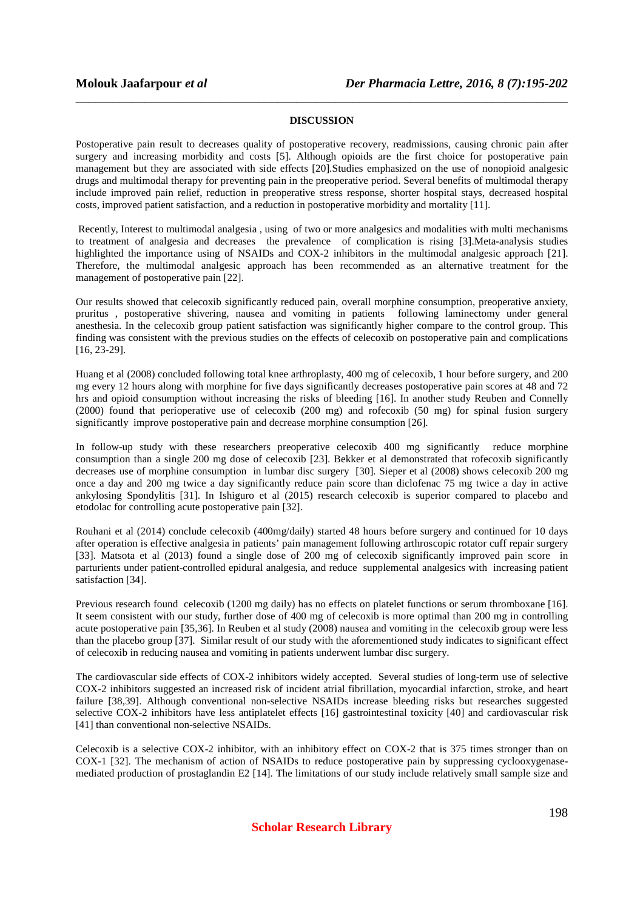## DISCUSSION

Postoperative pain result to decreases quality of postoperative recovery, readmissions, causing chronic pain after surgery and increasing morbidity and costs [5]. Although opioids are the first choice for postoperative pain management but they are associated with side effects [20].Studies emphasized on the use of nonopioid analgesic drugs and multimodal therapy for preventing pain in the preoperative period. Several benefits of multimodal therapy include improved pain relief, reduction in preoperative stress response, shorter hospital stays, decreased hospital costs, improved patient satisfaction, and a reduction in postoperative morbidity and mortality [11].

Recently, Interest to multimodal analgesia , using of two or more analgesics and modalities with multi mechanisms to treatment of analgesia and decreases the prevalence of complication is rising [3].Meta-analysis studies highlighted the importance using of NSAIDs and COX-2 inhibitors in the multimodal analgesic approach [21]. Therefore, the multimodal analgesic approach has been recommended as an alternative treatment for the management of postoperative pain [22].

Our results showed that celecoxib significantly reduced pain, overall morphine consumption, preoperative anxiety, pruritus , postoperative shivering, nausea and vomiting in patients following laminectomy under general anesthesia. In the celecoxib group patient satisfaction was significantly higher compare to the control group. This finding was consistent with the previous studies on the effects of celecoxib on postoperative pain and complications [16, 23-29].

Huang et al (2008) concluded following total knee arthroplasty, 400 mg of celecoxib, 1 hour before surgery, and 200 mg every 12 hours along with morphine for five days significantly decreases postoperative pain scores at 48 and 72 hrs and opioid consumption without increasing the risks of bleeding [16]. In another study Reuben and Connelly (2000) found that perioperative use of celecoxib (200 mg) and rofecoxib (50 mg) for spinal fusion surgery significantly improve postoperative pain and decrease morphine consumption [26].

In follow-up study with these researchers preoperative celecoxib 400 mg significantly reduce morphine consumption than a single 200 mg dose of celecoxib [23]. Bekker et al demonstrated that rofecoxib significantly decreases use of morphine consumption in lumbar disc surgery [30]. Sieper et al (2008) shows celecoxib 200 mg once a day and 200 mg twice a day significantly reduce pain score than diclofenac 75 mg twice a day in active ankylosing Spondylitis [31]. In Ishiguro et al (2015) research celecoxib is superior compared to placebo and etodolac for controlling acute postoperative pain [32].

Rouhani et al (2014) conclude celecoxib (400mg/daily) started 48 hours before surgery and continued for 10 days after operation is effective analgesia in patients' pain management following arthroscopic rotator cuff repair surgery [33]. Matsota et al (2013) found a single dose of 200 mg of celecoxib significantly improved pain score in parturients under patient-controlled epidural analgesia, and reduce supplemental analgesics with increasing patient satisfaction [34].

Previous research found celecoxib (1200 mg daily) has no effects on platelet functions or serum thromboxane [16]. It seem consistent with our study, further dose of 400 mg of celecoxib is more optimal than 200 mg in controlling acute postoperative pain [35,36]. In Reuben et al study (2008) nausea and vomiting in the celecoxib group were less than the placebo group [37]. Similar result of our study with the aforementioned study indicates to significant effect of celecoxib in reducing nausea and vomiting in patients underwent lumbar disc surgery.

The cardiovascular side effects of COX-2 inhibitors widely accepted. Several studies of long-term use of selective COX-2 inhibitors suggested an increased risk of incident atrial fibrillation, myocardial infarction, stroke, and heart failure [38,39]. Although conventional non-selective NSAIDs increase bleeding risks but researches suggested selective COX-2 inhibitors have less antiplatelet effects [16] gastrointestinal toxicity [40] and cardiovascular risk [41] than conventional non-selective NSAIDs.

Celecoxib is a selective COX-2 inhibitor, with an inhibitory effect on COX-2 that is 375 times stronger than on COX-1 [32]. The mechanism of action of NSAIDs to reduce postoperative pain by suppressing cyclooxygenase-mediated production of prostaglandin E2 [14]. The limitations of our study include relatively small sample size and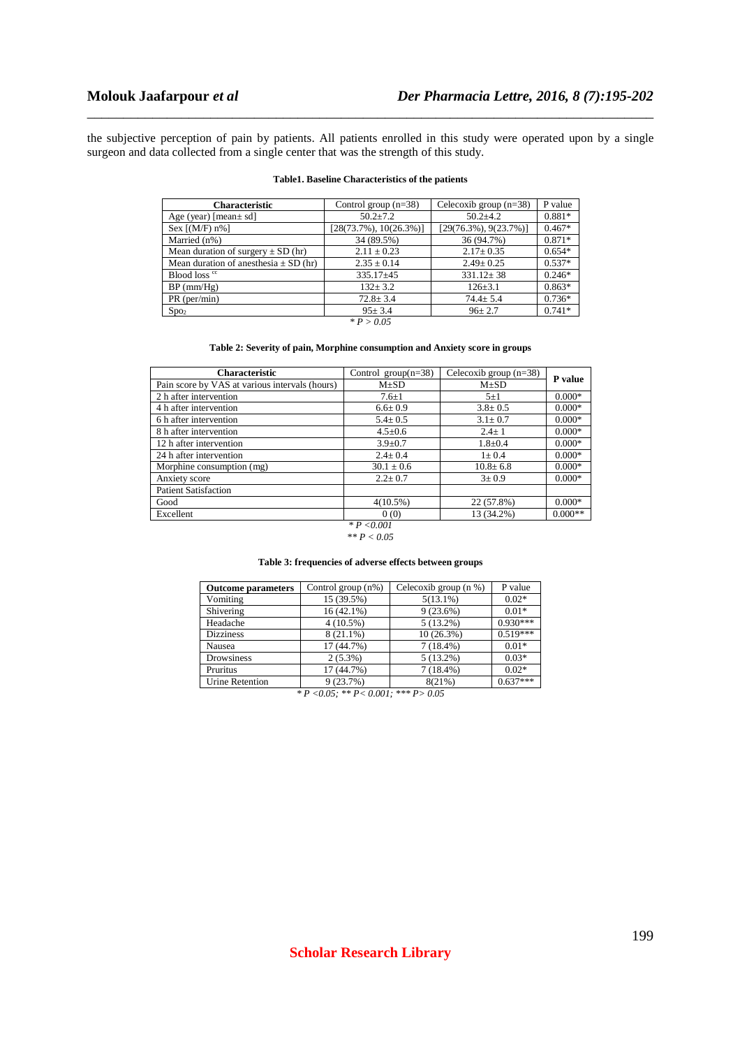the subjective perception of pain by patients. All patients enrolled in this study were operated upon by a single surgeon and data collected from a single center that was the strength of this study.

**Table1. Baseline Characteristics of the patients**

| Characteristic | Control group (n=38) | Celecoxib group (n=38) | P value |
|---|---|---|---|
| Age (year) [mean± sd] | 50.2±7.2 | 50.2±4.2 | 0.881* |
| Sex [(M/F) n%] | [28(73.7%), 10(26.3%)] | [29(76.3%), 9(23.7%)] | 0.467* |
| Married (n%) | 34 (89.5%) | 36 (94.7%) | 0.871* |
| Mean duration of surgery ± SD (hr) | 2.11 ± 0.23 | 2.17± 0.35 | 0.654* |
| Mean duration of anesthesia ± SD (hr) | 2.35 ± 0.14 | 2.49± 0.25 | 0.537* |
| Blood loss cc | 335.17±45 | 331.12± 38 | 0.246* |
| BP (mm/Hg) | 132± 3.2 | 126±3.1 | 0.863* |
| PR (per/min) | 72.8± 3.4 | 74.4± 5.4 | 0.736* |
| $Spo_2$ | 95± 3.4 | 96± 2.7 | 0.741* |

*\* $P > 0.05$*

**Table 2: Severity of pain, Morphine consumption and Anxiety score in groups**

| Characteristic | Control group(n=38) | Celecoxib group (n=38) | P value |
|---|---|---|---|
| Pain score by VAS at various intervals (hours) | M±SD | M±SD | |
| 2 h after intervention | 7.6±1 | 5±1 | 0.000* |
| 4 h after intervention | 6.6± 0.9 | 3.8± 0.5 | 0.000* |
| 6 h after intervention | 5.4± 0.5 | 3.1± 0.7 | 0.000* |
| 8 h after intervention | 4.5±0.6 | 2.4± 1 | 0.000* |
| 12 h after intervention | 3.9±0.7 | 1.8±0.4 | 0.000* |
| 24 h after intervention | 2.4± 0.4 | 1± 0.4 | 0.000* |
| Morphine consumption (mg) | 30.1 ± 0.6 | 10.8± 6.8 | 0.000* |
| Anxiety score | 2.2± 0.7 | 3± 0.9 | 0.000* |
| Patient Satisfaction | | | |
| Good | 4(10.5%) | 22 (57.8%) | 0.000* |
| Excellent | 0 (0) | 13 (34.2%) | 0.000** |

*\* $P < 0.001$*
*\*\* $P < 0.05$*

**Table 3: frequencies of adverse effects between groups**

| Outcome parameters | Control group (n%) | Celecoxib group (n %) | P value |
|---|---|---|---|
| Vomiting | 15 (39.5%) | 5(13.1%) | 0.02* |
| Shivering | 16 (42.1%) | 9 (23.6%) | 0.01* |
| Headache | 4 (10.5%) | 5 (13.2%) | 0.930*** |
| Dizziness | 8 (21.1%) | 10 (26.3%) | 0.519*** |
| Nausea | 17 (44.7%) | 7 (18.4%) | 0.01* |
| Drowsiness | 2 (5.3%) | 5 (13.2%) | 0.03* |
| Pruritus | 17 (44.7%) | 7 (18.4%) | 0.02* |
| Urine Retention | 9 (23.7%) | 8(21%) | 0.637*** |

*\* $P < 0.05$; \*\* $P < 0.001$; \*\*\* $P > 0.05$*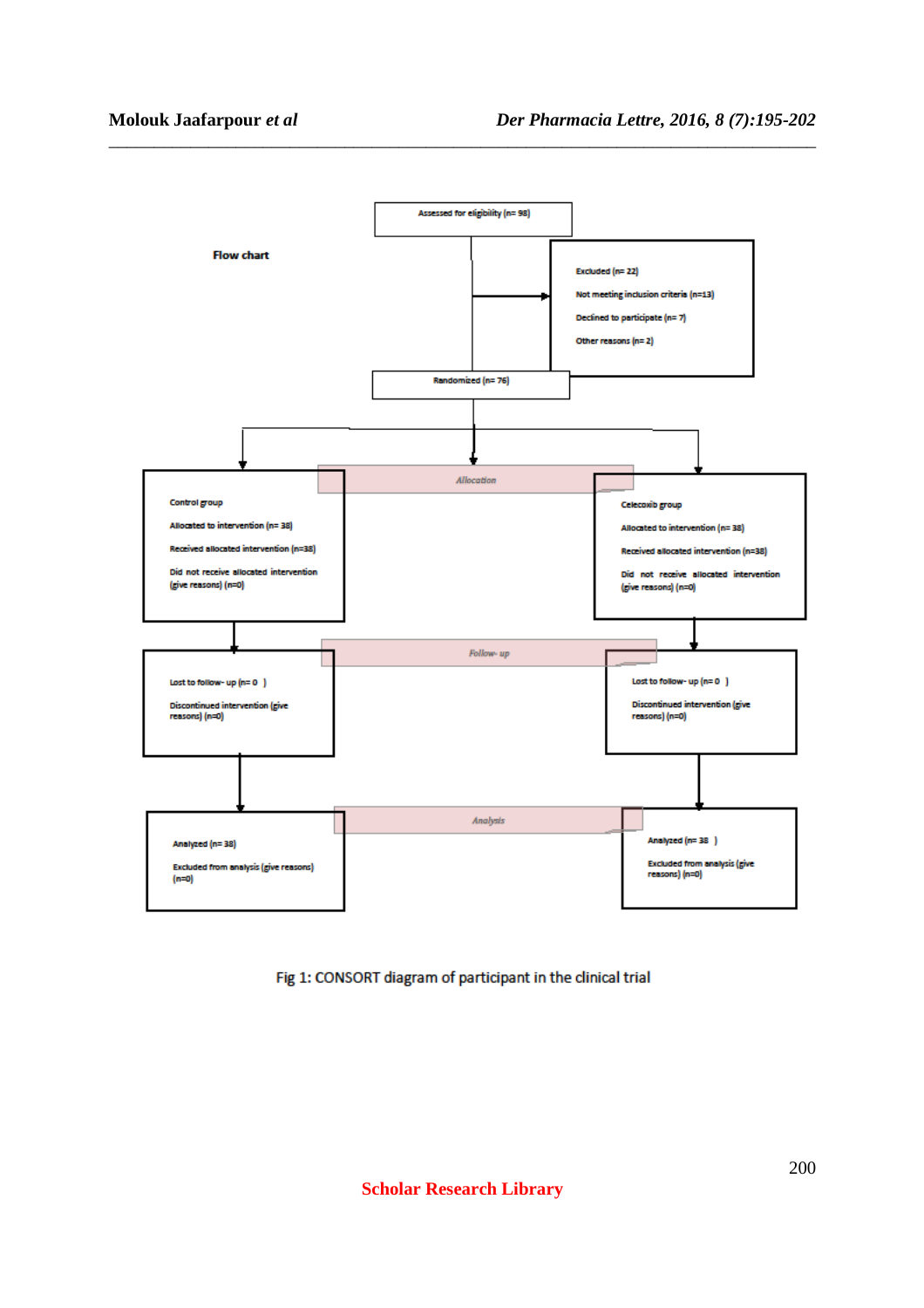**Flow chart**

Assessed for eligibility (n= 98)

Excluded (n= 22)

Not meeting inclusion criteria (n=13)

Declined to participate (n= 7)

Other reasons (n= 2)

Randomized (n= 76)

*Allocation*

Control group

Allocated to intervention (n= 38)

Received allocated intervention (n=38)

Did not receive allocated intervention (give reasons) (n=0)

Celecoxib group

Allocated to intervention (n= 38)

Received allocated intervention (n=38)

Did not receive allocated intervention (give reasons) (n=0)

*Follow- up*

Lost to follow- up (n= 0 )

Discontinued intervention (give reasons) (n=0)

Lost to follow- up (n= 0 )

Discontinued intervention (give reasons) (n=0)

*Analysis*

Analyzed (n= 38)

Excluded from analysis (give reasons) (n=0)

Analyzed (n= 38 )

Excluded from analysis (give reasons) (n=0)

Fig 1: CONSORT diagram of participant in the clinical trial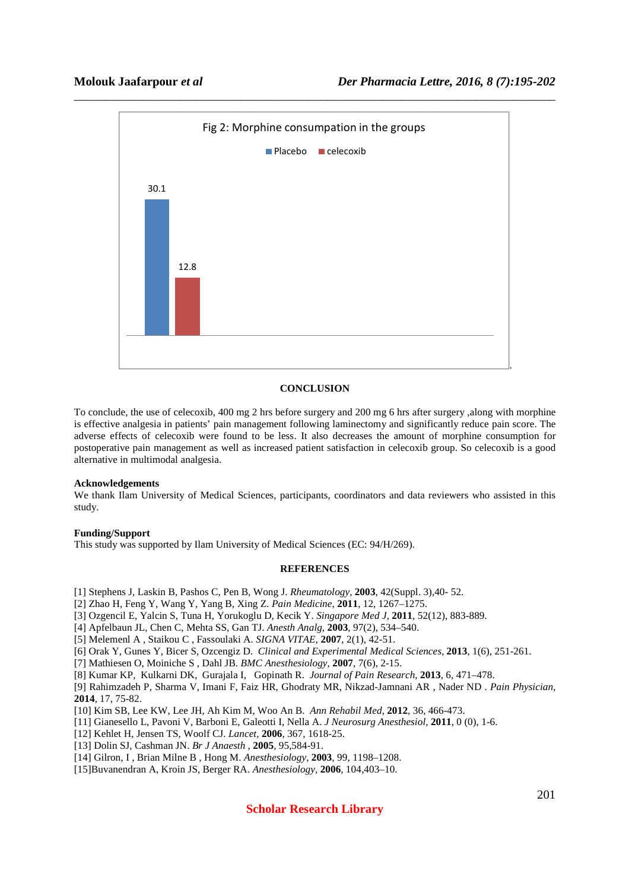Fig 2: Morphine consumption in the groups

Placebo: 30.1
celecoxib: 12.8

## CONCLUSION

To conclude, the use of celecoxib, 400 mg 2 hrs before surgery and 200 mg 6 hrs after surgery ,along with morphine is effective analgesia in patients' pain management following laminectomy and significantly reduce pain score. The adverse effects of celecoxib were found to be less. It also decreases the amount of morphine consumption for postoperative pain management as well as increased patient satisfaction in celecoxib group. So celecoxib is a good alternative in multimodal analgesia.

### Acknowledgements

We thank Ilam University of Medical Sciences, participants, coordinators and data reviewers who assisted in this study.

### Funding/Support

This study was supported by Ilam University of Medical Sciences (EC: 94/H/269).

## REFERENCES

[1] Stephens J, Laskin B, Pashos C, Pen B, Wong J. *Rheumatology*, **2003**, 42(Suppl. 3),40- 52.
[2] Zhao H, Feng Y, Wang Y, Yang B, Xing Z. *Pain Medicine*, **2011**, 12, 1267–1275.
[3] Ozgencil E, Yalcin S, Tuna H, Yorukoglu D, Kecik Y. *Singapore Med J*, **2011**, 52(12), 883-889.
[4] Apfelbaun JL, Chen C, Mehta SS, Gan TJ. *Anesth Analg*, **2003**, 97(2), 534–540.
[5] Melemenl A , Staikou C , Fassoulaki A. *SIGNA VITAE*, **2007**, 2(1), 42-51.
[6] Orak Y, Gunes Y, Bicer S, Ozcengiz D. *Clinical and Experimental Medical Sciences*, **2013**, 1(6), 251-261.
[7] Mathiesen O, Moiniche S , Dahl JB. *BMC Anesthesiology*, **2007**, 7(6), 2-15.
[8] Kumar KP, Kulkarni DK, Gurajala I, Gopinath R. *Journal of Pain Research*, **2013**, 6, 471–478.
[9] Rahimzadeh P, Sharma V, Imani F, Faiz HR, Ghodraty MR, Nikzad-Jamnani AR , Nader ND . *Pain Physician*, **2014**, 17, 75-82.
[10] Kim SB, Lee KW, Lee JH, Ah Kim M, Woo An B. *Ann Rehabil Med*, **2012**, 36, 466-473.
[11] Gianesello L, Pavoni V, Barboni E, Galeotti I, Nella A. *J Neurosurg Anesthesiol*, **2011**, 0 (0), 1-6.
[12] Kehlet H, Jensen TS, Woolf CJ. *Lancet*, **2006**, 367, 1618-25.
[13] Dolin SJ, Cashman JN. *Br J Anaesth* , **2005**, 95,584-91.
[14] Gilron, I , Brian Milne B , Hong M. *Anesthesiology*, **2003**, 99, 1198–1208.
[15]Buvanendran A, Kroin JS, Berger RA. *Anesthesiology*, **2006**, 104,403–10.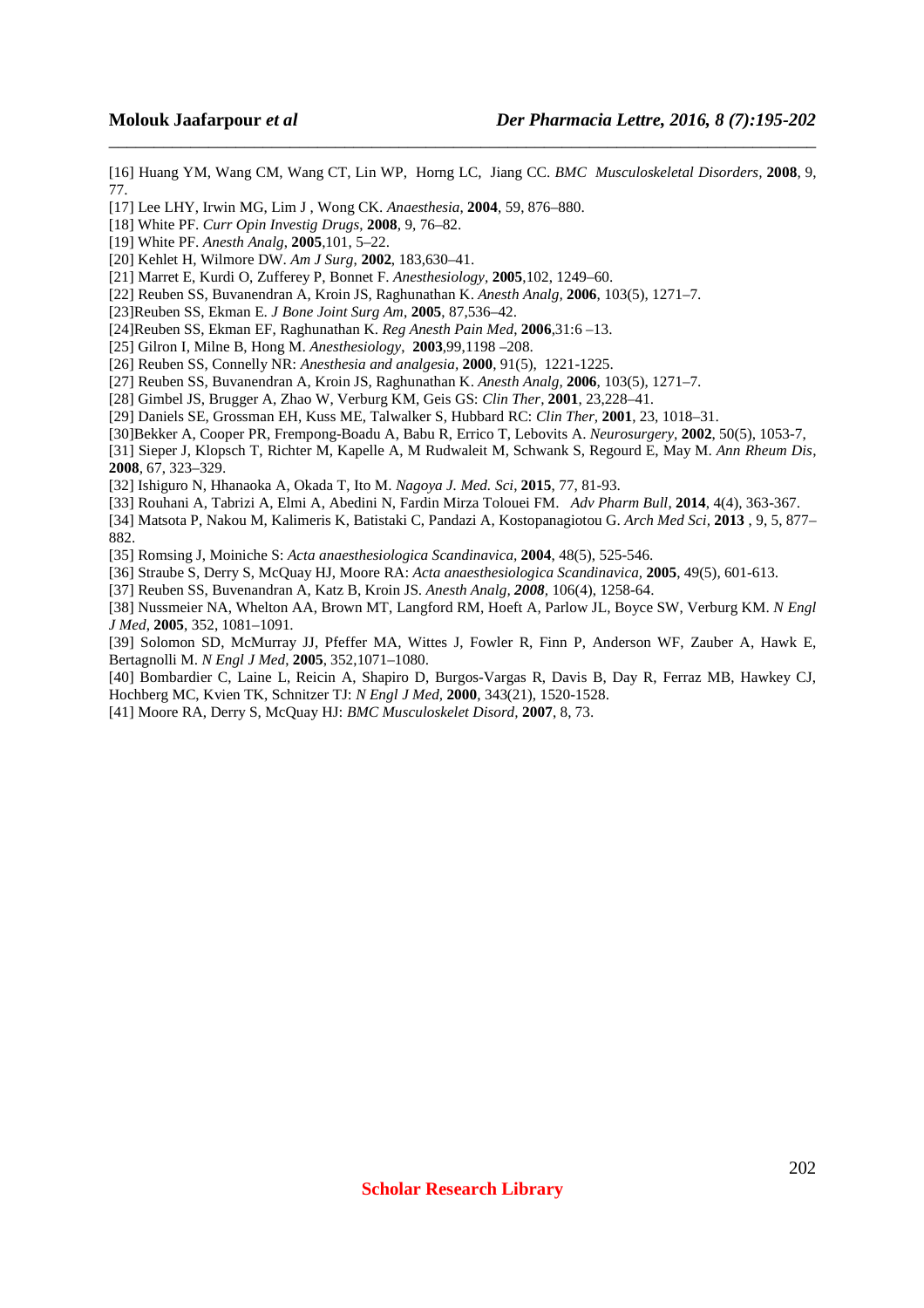[16] Huang YM, Wang CM, Wang CT, Lin WP, Horng LC, Jiang CC. *BMC Musculoskeletal Disorders*, **2008**, 9, 77.

[17] Lee LHY, Irwin MG, Lim J , Wong CK. *Anaesthesia*, **2004**, 59, 876–880.

[18] White PF. *Curr Opin Investig Drugs*, **2008**, 9, 76–82.

[19] White PF. *Anesth Analg*, **2005**,101, 5–22.

[20] Kehlet H, Wilmore DW. *Am J Surg*, **2002**, 183,630–41.

[21] Marret E, Kurdi O, Zufferey P, Bonnet F. *Anesthesiology*, **2005**,102, 1249–60.

[22] Reuben SS, Buvanendran A, Kroin JS, Raghunathan K. *Anesth Analg*, **2006**, 103(5), 1271–7.

[23]Reuben SS, Ekman E. *J Bone Joint Surg Am*, **2005**, 87,536–42.

[24]Reuben SS, Ekman EF, Raghunathan K. *Reg Anesth Pain Med*, **2006**,31:6 –13.

[25] Gilron I, Milne B, Hong M. *Anesthesiology*, **2003**,99,1198 –208.

[26] Reuben SS, Connelly NR: *Anesthesia and analgesia*, **2000**, 91(5), 1221-1225.

[27] Reuben SS, Buvanendran A, Kroin JS, Raghunathan K. *Anesth Analg*, **2006**, 103(5), 1271–7.

[28] Gimbel JS, Brugger A, Zhao W, Verburg KM, Geis GS: *Clin Ther*, **2001**, 23,228–41.

[29] Daniels SE, Grossman EH, Kuss ME, Talwalker S, Hubbard RC: *Clin Ther*, **2001**, 23, 1018–31.

[30]Bekker A, Cooper PR, Frempong-Boadu A, Babu R, Errico T, Lebovits A. *Neurosurgery*, **2002**, 50(5), 1053-7,

[31] Sieper J, Klopsch T, Richter M, Kapelle A, M Rudwaleit M, Schwank S, Regourd E, May M. *Ann Rheum Dis*, **2008**, 67, 323–329.

[32] Ishiguro N, Hhanaoka A, Okada T, Ito M. *Nagoya J. Med. Sci*, **2015**, 77, 81-93.

[33] Rouhani A, Tabrizi A, Elmi A, Abedini N, Fardin Mirza Tolouei FM. *Adv Pharm Bull*, **2014**, 4(4), 363-367.

[34] Matsota P, Nakou M, Kalimeris K, Batistaki C, Pandazi A, Kostopanagiotou G. *Arch Med Sci*, **2013** , 9, 5, 877–882.

[35] Romsing J, Moiniche S: *Acta anaesthesiologica Scandinavica*, **2004**, 48(5), 525-546.

[36] Straube S, Derry S, McQuay HJ, Moore RA: *Acta anaesthesiologica Scandinavica*, **2005**, 49(5), 601-613.

[37] Reuben SS, Buvenandran A, Katz B, Kroin JS. *Anesth Analg, 2008*, 106(4), 1258-64.

[38] Nussmeier NA, Whelton AA, Brown MT, Langford RM, Hoeft A, Parlow JL, Boyce SW, Verburg KM. *N Engl J Med*, **2005**, 352, 1081–1091.

[39] Solomon SD, McMurray JJ, Pfeffer MA, Wittes J, Fowler R, Finn P, Anderson WF, Zauber A, Hawk E, Bertagnolli M. *N Engl J Med*, **2005**, 352,1071–1080.

[40] Bombardier C, Laine L, Reicin A, Shapiro D, Burgos-Vargas R, Davis B, Day R, Ferraz MB, Hawkey CJ, Hochberg MC, Kvien TK, Schnitzer TJ: *N Engl J Med*, **2000**, 343(21), 1520-1528.

[41] Moore RA, Derry S, McQuay HJ: *BMC Musculoskelet Disord*, **2007**, 8, 73.